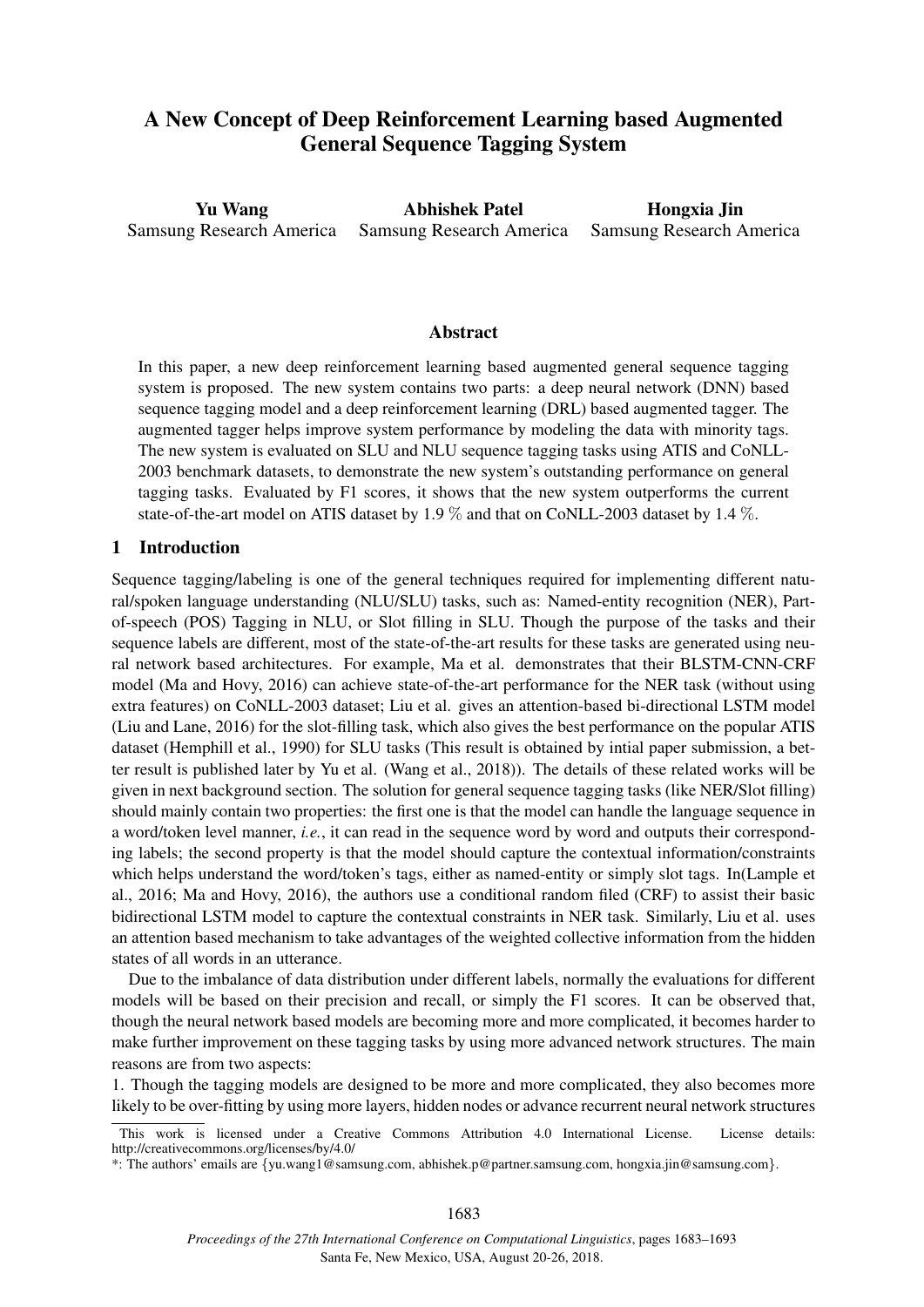# A New Concept of Deep Reinforcement Learning based Augmented General Sequence Tagging System

**Yu Wang**
Samsung Research America

**Abhishek Patel**
Samsung Research America

**Hongxia Jin**
Samsung Research America

## Abstract

In this paper, a new deep reinforcement learning based augmented general sequence tagging system is proposed. The new system contains two parts: a deep neural network (DNN) based sequence tagging model and a deep reinforcement learning (DRL) based augmented tagger. The augmented tagger helps improve system performance by modeling the data with minority tags. The new system is evaluated on SLU and NLU sequence tagging tasks using ATIS and CoNLL-2003 benchmark datasets, to demonstrate the new system's outstanding performance on general tagging tasks. Evaluated by F1 scores, it shows that the new system outperforms the current state-of-the-art model on ATIS dataset by 1.9 % and that on CoNLL-2003 dataset by 1.4 %.

## 1 Introduction

Sequence tagging/labeling is one of the general techniques required for implementing different natural/spoken language understanding (NLU/SLU) tasks, such as: Named-entity recognition (NER), Part-of-speech (POS) Tagging in NLU, or Slot filling in SLU. Though the purpose of the tasks and their sequence labels are different, most of the state-of-the-art results for these tasks are generated using neural network based architectures. For example, Ma et al. demonstrates that their BLSTM-CNN-CRF model (Ma and Hovy, 2016) can achieve state-of-the-art performance for the NER task (without using extra features) on CoNLL-2003 dataset; Liu et al. gives an attention-based bi-directional LSTM model (Liu and Lane, 2016) for the slot-filling task, which also gives the best performance on the popular ATIS dataset (Hemphill et al., 1990) for SLU tasks (This result is obtained by intial paper submission, a better result is published later by Yu et al. (Wang et al., 2018)). The details of these related works will be given in next background section. The solution for general sequence tagging tasks (like NER/Slot filling) should mainly contain two properties: the first one is that the model can handle the language sequence in a word/token level manner, *i.e.*, it can read in the sequence word by word and outputs their corresponding labels; the second property is that the model should capture the contextual information/constraints which helps understand the word/token's tags, either as named-entity or simply slot tags. In(Lample et al., 2016; Ma and Hovy, 2016), the authors use a conditional random filed (CRF) to assist their basic bidirectional LSTM model to capture the contextual constraints in NER task. Similarly, Liu et al. uses an attention based mechanism to take advantages of the weighted collective information from the hidden states of all words in an utterance.

Due to the imbalance of data distribution under different labels, normally the evaluations for different models will be based on their precision and recall, or simply the F1 scores. It can be observed that, though the neural network based models are becoming more and more complicated, it becomes harder to make further improvement on these tagging tasks by using more advanced network structures. The main reasons are from two aspects:

1. Though the tagging models are designed to be more and more complicated, they also becomes more likely to be over-fitting by using more layers, hidden nodes or advance recurrent neural network structures

This work is licensed under a Creative Commons Attribution 4.0 International License. License details: http://creativecommons.org/licenses/by/4.0/

*: The authors' emails are {yu.wang1@samsung.com, abhishek.p@partner.samsung.com, hongxia.jin@samsung.com}.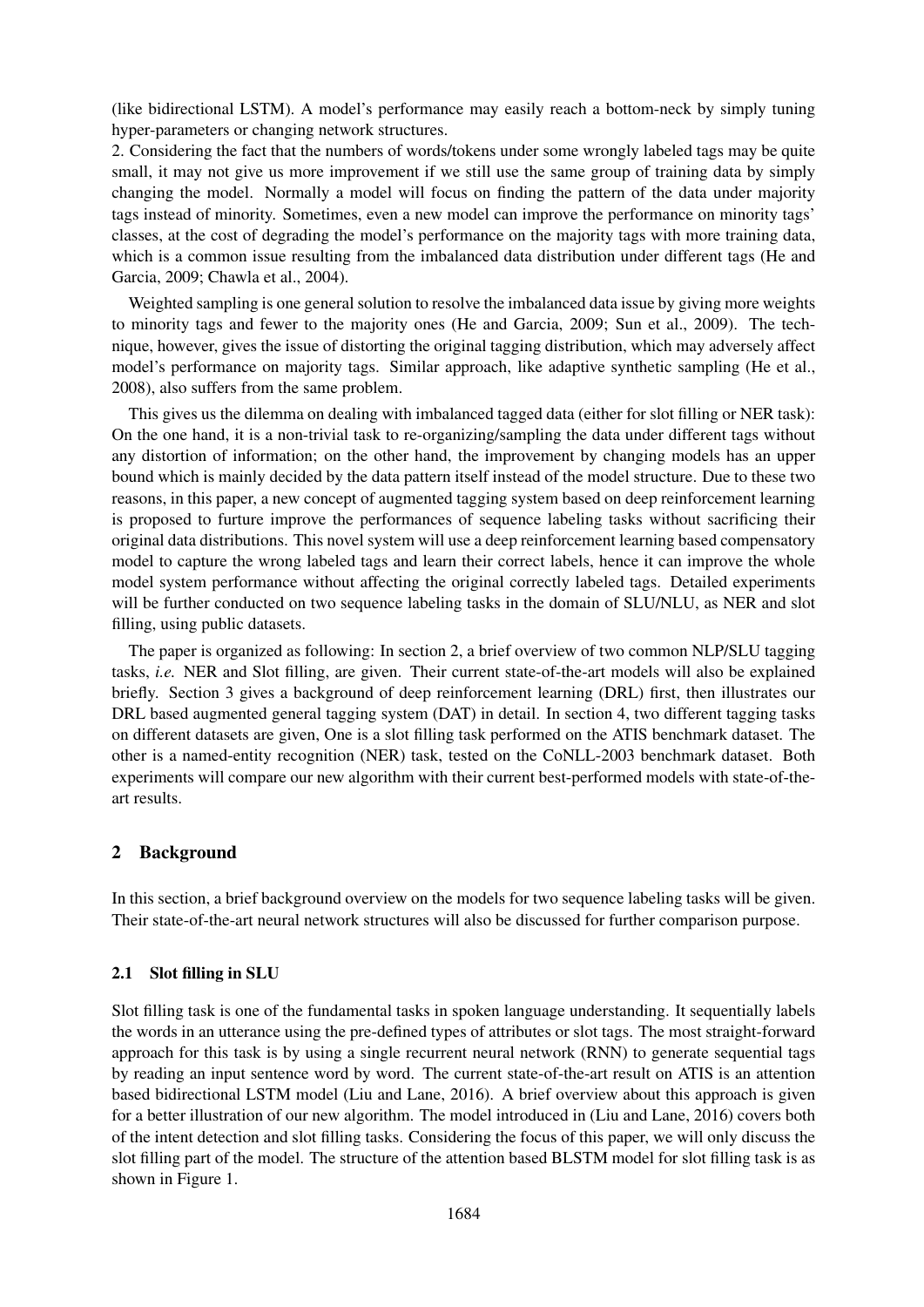(like bidirectional LSTM). A model's performance may easily reach a bottom-neck by simply tuning hyper-parameters or changing network structures.

2. Considering the fact that the numbers of words/tokens under some wrongly labeled tags may be quite small, it may not give us more improvement if we still use the same group of training data by simply changing the model. Normally a model will focus on finding the pattern of the data under majority tags instead of minority. Sometimes, even a new model can improve the performance on minority tags' classes, at the cost of degrading the model's performance on the majority tags with more training data, which is a common issue resulting from the imbalanced data distribution under different tags (He and Garcia, 2009; Chawla et al., 2004).

Weighted sampling is one general solution to resolve the imbalanced data issue by giving more weights to minority tags and fewer to the majority ones (He and Garcia, 2009; Sun et al., 2009). The technique, however, gives the issue of distorting the original tagging distribution, which may adversely affect model's performance on majority tags. Similar approach, like adaptive synthetic sampling (He et al., 2008), also suffers from the same problem.

This gives us the dilemma on dealing with imbalanced tagged data (either for slot filling or NER task): On the one hand, it is a non-trivial task to re-organizing/sampling the data under different tags without any distortion of information; on the other hand, the improvement by changing models has an upper bound which is mainly decided by the data pattern itself instead of the model structure. Due to these two reasons, in this paper, a new concept of augmented tagging system based on deep reinforcement learning is proposed to furture improve the performances of sequence labeling tasks without sacrificing their original data distributions. This novel system will use a deep reinforcement learning based compensatory model to capture the wrong labeled tags and learn their correct labels, hence it can improve the whole model system performance without affecting the original correctly labeled tags. Detailed experiments will be further conducted on two sequence labeling tasks in the domain of SLU/NLU, as NER and slot filling, using public datasets.

The paper is organized as following: In section 2, a brief overview of two common NLP/SLU tagging tasks, *i.e.* NER and Slot filling, are given. Their current state-of-the-art models will also be explained briefly. Section 3 gives a background of deep reinforcement learning (DRL) first, then illustrates our DRL based augmented general tagging system (DAT) in detail. In section 4, two different tagging tasks on different datasets are given, One is a slot filling task performed on the ATIS benchmark dataset. The other is a named-entity recognition (NER) task, tested on the CoNLL-2003 benchmark dataset. Both experiments will compare our new algorithm with their current best-performed models with state-of-the-art results.

## 2 Background

In this section, a brief background overview on the models for two sequence labeling tasks will be given. Their state-of-the-art neural network structures will also be discussed for further comparison purpose.

### 2.1 Slot filling in SLU

Slot filling task is one of the fundamental tasks in spoken language understanding. It sequentially labels the words in an utterance using the pre-defined types of attributes or slot tags. The most straight-forward approach for this task is by using a single recurrent neural network (RNN) to generate sequential tags by reading an input sentence word by word. The current state-of-the-art result on ATIS is an attention based bidirectional LSTM model (Liu and Lane, 2016). A brief overview about this approach is given for a better illustration of our new algorithm. The model introduced in (Liu and Lane, 2016) covers both of the intent detection and slot filling tasks. Considering the focus of this paper, we will only discuss the slot filling part of the model. The structure of the attention based BLSTM model for slot filling task is as shown in Figure 1.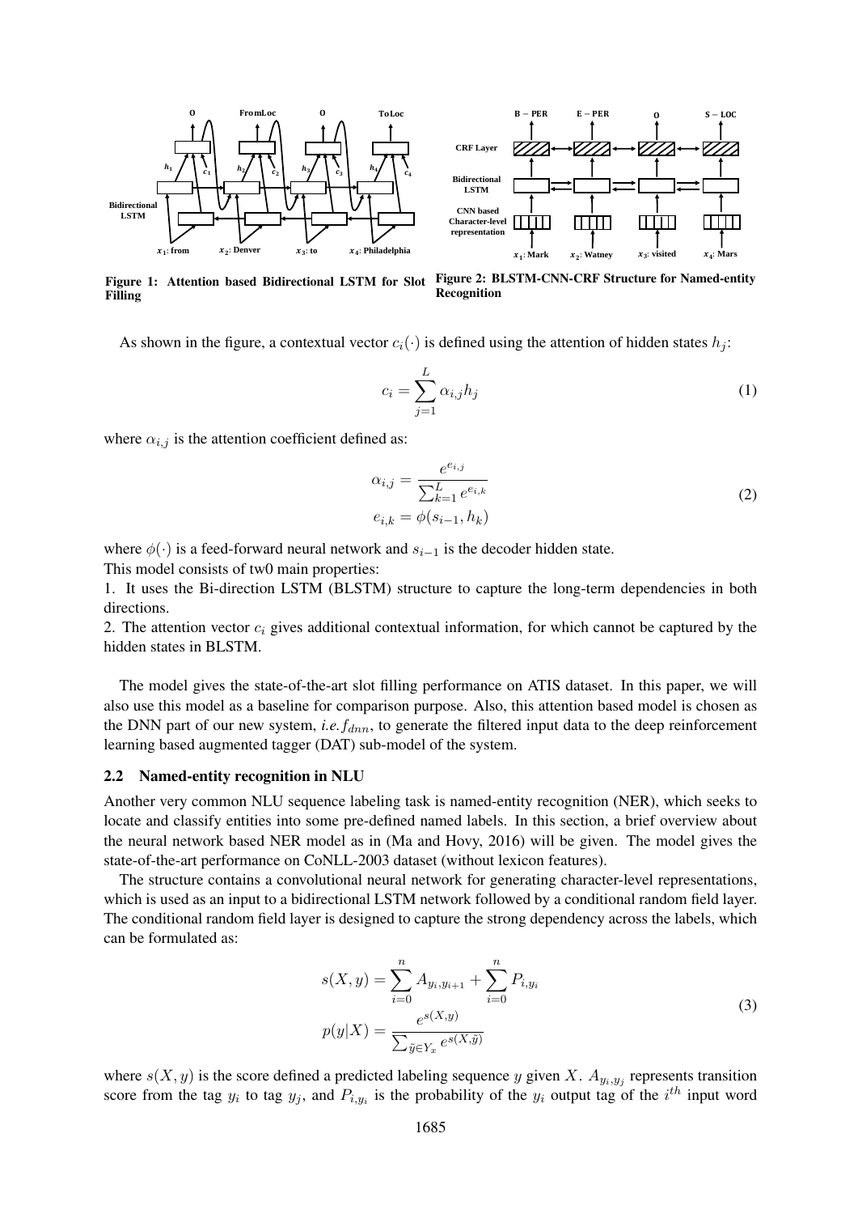Figure 1: Attention based Bidirectional LSTM for Slot Filling

Figure 2: BLSTM-CNN-CRF Structure for Named-entity Recognition

As shown in the figure, a contextual vector $c_i(\cdot)$ is defined using the attention of hidden states $h_j$:

$$c_i = \sum_{j=1}^{L} \alpha_{i,j} h_j \tag{1}$$

where $\alpha_{i,j}$ is the attention coefficient defined as:

$$\alpha_{i,j} = \frac{e^{e_{i,j}}}{\sum_{k=1}^{L} e^{e_{i,k}}}$$
$$e_{i,k} = \phi(s_{i-1}, h_k) \tag{2}$$

where $\phi(\cdot)$ is a feed-forward neural network and $s_{i-1}$ is the decoder hidden state.
This model consists of tw0 main properties:
1. It uses the Bi-direction LSTM (BLSTM) structure to capture the long-term dependencies in both directions.
2. The attention vector $c_i$ gives additional contextual information, for which cannot be captured by the hidden states in BLSTM.

The model gives the state-of-the-art slot filling performance on ATIS dataset. In this paper, we will also use this model as a baseline for comparison purpose. Also, this attention based model is chosen as the DNN part of our new system, *i.e.* $f_{dnn}$, to generate the filtered input data to the deep reinforcement learning based augmented tagger (DAT) sub-model of the system.

### 2.2 Named-entity recognition in NLU

Another very common NLU sequence labeling task is named-entity recognition (NER), which seeks to locate and classify entities into some pre-defined named labels. In this section, a brief overview about the neural network based NER model as in (Ma and Hovy, 2016) will be given. The model gives the state-of-the-art performance on CoNLL-2003 dataset (without lexicon features).

The structure contains a convolutional neural network for generating character-level representations, which is used as an input to a bidirectional LSTM network followed by a conditional random field layer. The conditional random field layer is designed to capture the strong dependency across the labels, which can be formulated as:

$$s(X, y) = \sum_{i=0}^{n} A_{y_i, y_{i+1}} + \sum_{i=0}^{n} P_{i, y_i}$$
$$p(y|X) = \frac{e^{s(X,y)}}{\sum_{\tilde{y} \in Y_x} e^{s(X,\tilde{y})}} \tag{3}$$

where $s(X, y)$ is the score defined a predicted labeling sequence $y$ given $X$. $A_{y_i, y_j}$ represents transition score from the tag $y_i$ to tag $y_j$, and $P_{i,y_i}$ is the probability of the $y_i$ output tag of the $i^{th}$ input word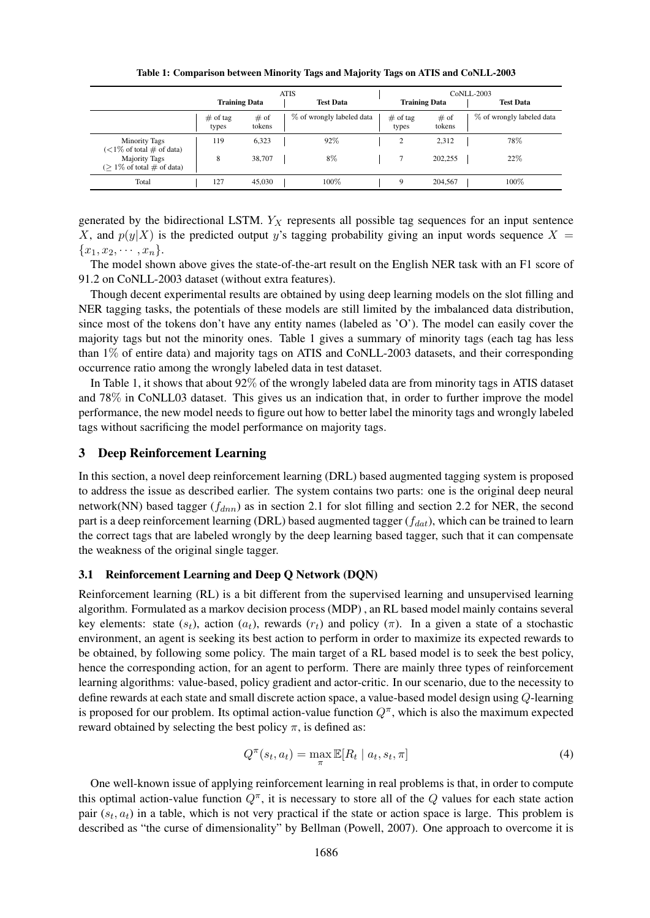**Table 1: Comparison between Minority Tags and Majority Tags on ATIS and CoNLL-2003**

| | ATIS | | | CoNLL-2003 | | |
|---|---|---|---|---|---|---|
| | Training Data | | Test Data | Training Data | | Test Data |
| | # of tag types | # of tokens | % of wrongly labeled data | # of tag types | # of tokens | % of wrongly labeled data |
| Minority Tags (<1% of total # of data) | 119 | 6,323 | 92% | 2 | 2,312 | 78% |
| Majority Tags (≥ 1% of total # of data) | 8 | 38,707 | 8% | 7 | 202,255 | 22% |
| Total | 127 | 45,030 | 100% | 9 | 204,567 | 100% |

generated by the bidirectional LSTM. $Y_X$ represents all possible tag sequences for an input sentence $X$, and $p(y|X)$ is the predicted output $y$'s tagging probability giving an input words sequence $X = \{x_1, x_2, \cdots, x_n\}$.

The model shown above gives the state-of-the-art result on the English NER task with an F1 score of 91.2 on CoNLL-2003 dataset (without extra features).

Though decent experimental results are obtained by using deep learning models on the slot filling and NER tagging tasks, the potentials of these models are still limited by the imbalanced data distribution, since most of the tokens don't have any entity names (labeled as 'O'). The model can easily cover the majority tags but not the minority ones. Table 1 gives a summary of minority tags (each tag has less than 1% of entire data) and majority tags on ATIS and CoNLL-2003 datasets, and their corresponding occurrence ratio among the wrongly labeled data in test dataset.

In Table 1, it shows that about 92% of the wrongly labeled data are from minority tags in ATIS dataset and 78% in CoNLL03 dataset. This gives us an indication that, in order to further improve the model performance, the new model needs to figure out how to better label the minority tags and wrongly labeled tags without sacrificing the model performance on majority tags.

## 3 Deep Reinforcement Learning

In this section, a novel deep reinforcement learning (DRL) based augmented tagging system is proposed to address the issue as described earlier. The system contains two parts: one is the original deep neural network(NN) based tagger ($f_{dnn}$) as in section 2.1 for slot filling and section 2.2 for NER, the second part is a deep reinforcement learning (DRL) based augmented tagger ($f_{dat}$), which can be trained to learn the correct tags that are labeled wrongly by the deep learning based tagger, such that it can compensate the weakness of the original single tagger.

### 3.1 Reinforcement Learning and Deep Q Network (DQN)

Reinforcement learning (RL) is a bit different from the supervised learning and unsupervised learning algorithm. Formulated as a markov decision process (MDP) , an RL based model mainly contains several key elements: state ($s_t$), action ($a_t$), rewards ($r_t$) and policy ($\pi$). In a given a state of a stochastic environment, an agent is seeking its best action to perform in order to maximize its expected rewards to be obtained, by following some policy. The main target of a RL based model is to seek the best policy, hence the corresponding action, for an agent to perform. There are mainly three types of reinforcement learning algorithms: value-based, policy gradient and actor-critic. In our scenario, due to the necessity to define rewards at each state and small discrete action space, a value-based model design using $Q$-learning is proposed for our problem. Its optimal action-value function $Q^\pi$, which is also the maximum expected reward obtained by selecting the best policy $\pi$, is defined as:

$$Q^\pi(s_t, a_t) = \max_\pi \mathbb{E}[R_t \mid a_t, s_t, \pi] \tag{4}$$

One well-known issue of applying reinforcement learning in real problems is that, in order to compute this optimal action-value function $Q^\pi$, it is necessary to store all of the $Q$ values for each state action pair $(s_t, a_t)$ in a table, which is not very practical if the state or action space is large. This problem is described as "the curse of dimensionality" by Bellman (Powell, 2007). One approach to overcome it is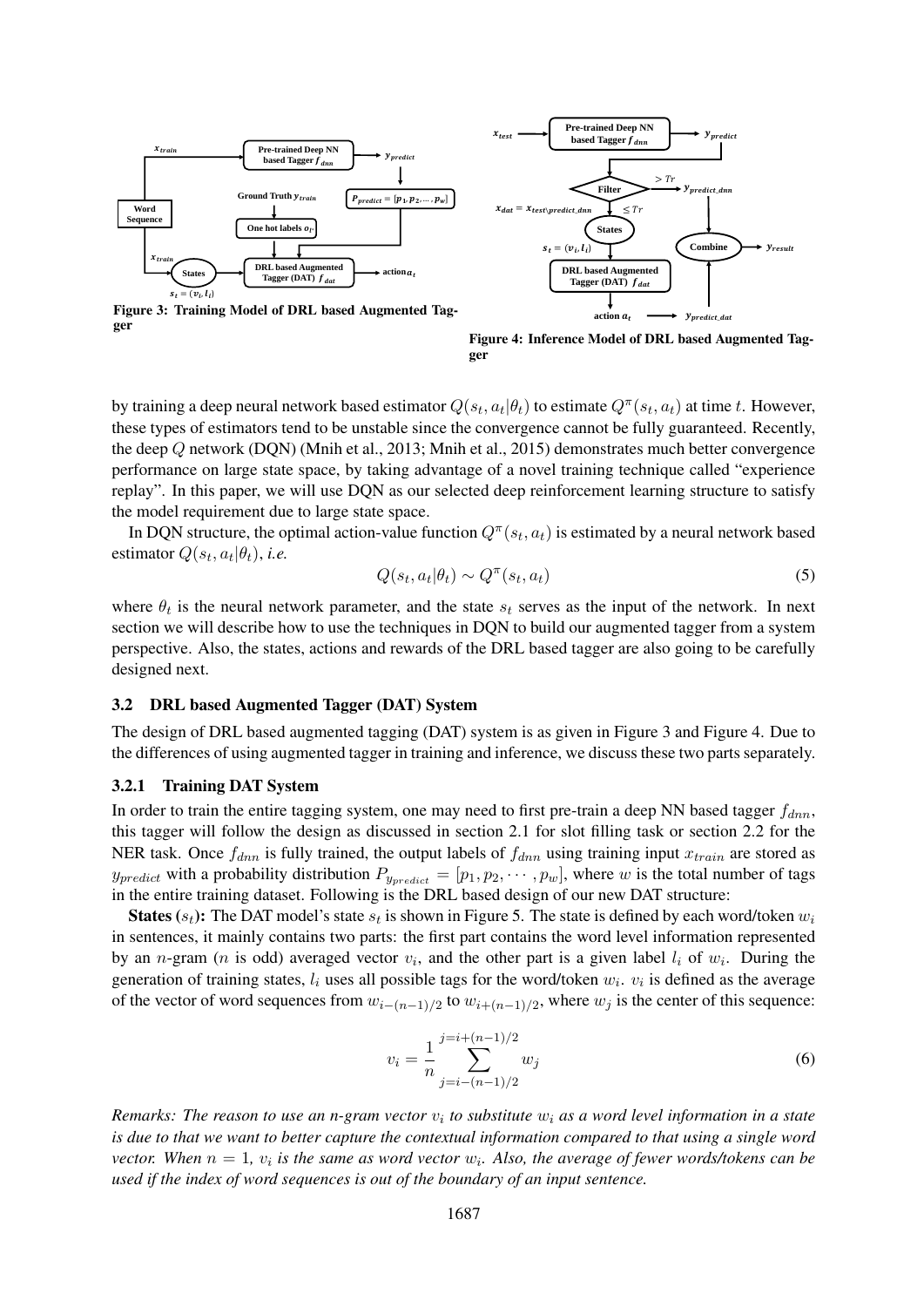Figure 3: Training Model of DRL based Augmented Tagger

Figure 4: Inference Model of DRL based Augmented Tagger

by training a deep neural network based estimator $Q(s_t, a_t|\theta_t)$ to estimate $Q^{\pi}(s_t, a_t)$ at time $t$. However, these types of estimators tend to be unstable since the convergence cannot be fully guaranteed. Recently, the deep $Q$ network (DQN) (Mnih et al., 2013; Mnih et al., 2015) demonstrates much better convergence performance on large state space, by taking advantage of a novel training technique called "experience replay". In this paper, we will use DQN as our selected deep reinforcement learning structure to satisfy the model requirement due to large state space.

In DQN structure, the optimal action-value function $Q^{\pi}(s_t, a_t)$ is estimated by a neural network based estimator $Q(s_t, a_t|\theta_t)$, *i.e.*

$$Q(s_t, a_t|\theta_t) \sim Q^{\pi}(s_t, a_t) \tag{5}$$

where $\theta_t$ is the neural network parameter, and the state $s_t$ serves as the input of the network. In next section we will describe how to use the techniques in DQN to build our augmented tagger from a system perspective. Also, the states, actions and rewards of the DRL based tagger are also going to be carefully designed next.

### 3.2 DRL based Augmented Tagger (DAT) System

The design of DRL based augmented tagging (DAT) system is as given in Figure 3 and Figure 4. Due to the differences of using augmented tagger in training and inference, we discuss these two parts separately.

#### 3.2.1 Training DAT System

In order to train the entire tagging system, one may need to first pre-train a deep NN based tagger $f_{dnn}$, this tagger will follow the design as discussed in section 2.1 for slot filling task or section 2.2 for the NER task. Once $f_{dnn}$ is fully trained, the output labels of $f_{dnn}$ using training input $x_{train}$ are stored as $y_{predict}$ with a probability distribution $P_{y_{predict}} = [p_1, p_2, \cdots, p_w]$, where $w$ is the total number of tags in the entire training dataset. Following is the DRL based design of our new DAT structure:

**States ($s_t$):** The DAT model's state $s_t$ is shown in Figure 5. The state is defined by each word/token $w_i$ in sentences, it mainly contains two parts: the first part contains the word level information represented by an $n$-gram ($n$ is odd) averaged vector $v_i$, and the other part is a given label $l_i$ of $w_i$. During the generation of training states, $l_i$ uses all possible tags for the word/token $w_i$. $v_i$ is defined as the average of the vector of word sequences from $w_{i-(n-1)/2}$ to $w_{i+(n-1)/2}$, where $w_j$ is the center of this sequence:

$$v_i = \frac{1}{n} \sum_{j=i-(n-1)/2}^{j=i+(n-1)/2} w_j \tag{6}$$

*Remarks: The reason to use an n-gram vector $v_i$ to substitute $w_i$ as a word level information in a state is due to that we want to better capture the contextual information compared to that using a single word vector. When $n = 1$, $v_i$ is the same as word vector $w_i$. Also, the average of fewer words/tokens can be used if the index of word sequences is out of the boundary of an input sentence.*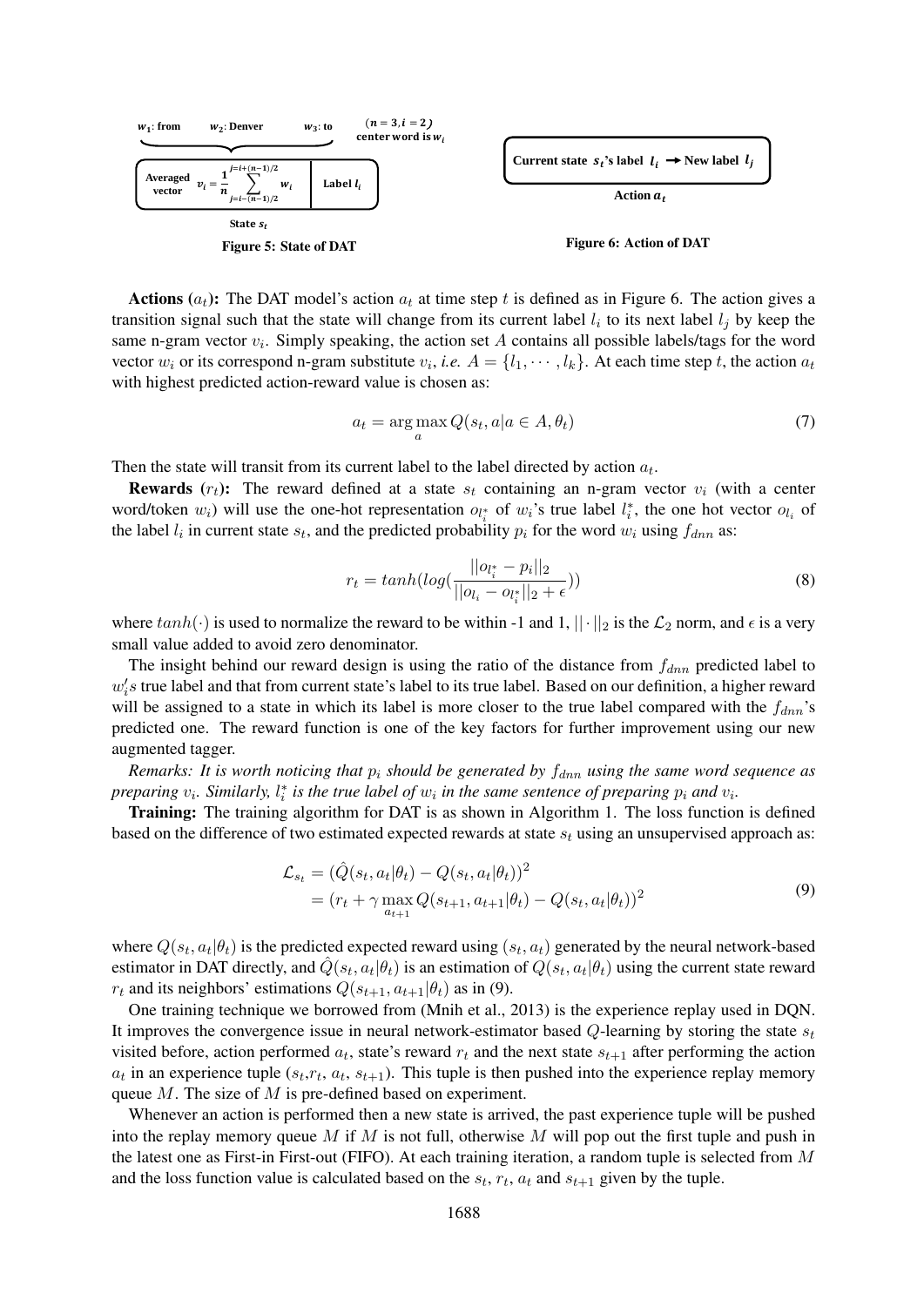$w_1$: from $\quad$ $w_2$: Denver $\quad$ $w_3$: to $\quad$ $(n = 3, i = 2)$ center word is $w_i$

Averaged vector $\quad v_i = \frac{1}{n} \sum_{j=i-(n-1)/2}^{j=i+(n-1)/2} w_i \quad$ | Label $l_i$

State $s_t$

**Figure 5: State of DAT**

Current state $s_t$'s label $l_i \rightarrow$ New label $l_j$

Action $a_t$

**Figure 6: Action of DAT**

**Actions ($a_t$):** The DAT model's action $a_t$ at time step $t$ is defined as in Figure 6. The action gives a transition signal such that the state will change from its current label $l_i$ to its next label $l_j$ by keep the same n-gram vector $v_i$. Simply speaking, the action set $A$ contains all possible labels/tags for the word vector $w_i$ or its correspond n-gram substitute $v_i$, *i.e.* $A = \{l_1, \cdots, l_k\}$. At each time step $t$, the action $a_t$ with highest predicted action-reward value is chosen as:

$$a_t = \arg\max_a Q(s_t, a | a \in A, \theta_t) \tag{7}$$

Then the state will transit from its current label to the label directed by action $a_t$.

**Rewards ($r_t$):** The reward defined at a state $s_t$ containing an n-gram vector $v_i$ (with a center word/token $w_i$) will use the one-hot representation $o_{l_i^*}$ of $w_i$'s true label $l_i^*$, the one hot vector $o_{l_i}$ of the label $l_i$ in current state $s_t$, and the predicted probability $p_i$ for the word $w_i$ using $f_{dnn}$ as:

$$r_t = tanh(log(\frac{||o_{l_i^*} - p_i||_2}{||o_{l_i} - o_{l_i^*}||_2 + \epsilon})) \tag{8}$$

where $tanh(\cdot)$ is used to normalize the reward to be within -1 and 1, $||\cdot||_2$ is the $\mathcal{L}_2$ norm, and $\epsilon$ is a very small value added to avoid zero denominator.

The insight behind our reward design is using the ratio of the distance from $f_{dnn}$ predicted label to $w_i'$s true label and that from current state's label to its true label. Based on our definition, a higher reward will be assigned to a state in which its label is more closer to the true label compared with the $f_{dnn}$'s predicted one. The reward function is one of the key factors for further improvement using our new augmented tagger.

*Remarks: It is worth noticing that $p_i$ should be generated by $f_{dnn}$ using the same word sequence as preparing $v_i$. Similarly, $l_i^*$ is the true label of $w_i$ in the same sentence of preparing $p_i$ and $v_i$.*

**Training:** The training algorithm for DAT is as shown in Algorithm 1. The loss function is defined based on the difference of two estimated expected rewards at state $s_t$ using an unsupervised approach as:

$$\begin{aligned} \mathcal{L}_{s_t} &= (\hat{Q}(s_t, a_t|\theta_t) - Q(s_t, a_t|\theta_t))^2 \\ &= (r_t + \gamma \max_{a_{t+1}} Q(s_{t+1}, a_{t+1}|\theta_t) - Q(s_t, a_t|\theta_t))^2 \end{aligned} \tag{9}$$

where $Q(s_t, a_t|\theta_t)$ is the predicted expected reward using $(s_t, a_t)$ generated by the neural network-based estimator in DAT directly, and $\hat{Q}(s_t, a_t|\theta_t)$ is an estimation of $Q(s_t, a_t|\theta_t)$ using the current state reward $r_t$ and its neighbors' estimations $Q(s_{t+1}, a_{t+1}|\theta_t)$ as in (9).

One training technique we borrowed from (Mnih et al., 2013) is the experience replay used in DQN. It improves the convergence issue in neural network-estimator based $Q$-learning by storing the state $s_t$ visited before, action performed $a_t$, state's reward $r_t$ and the next state $s_{t+1}$ after performing the action $a_t$ in an experience tuple ($s_t$,$r_t$, $a_t$, $s_{t+1}$). This tuple is then pushed into the experience replay memory queue $M$. The size of $M$ is pre-defined based on experiment.

Whenever an action is performed then a new state is arrived, the past experience tuple will be pushed into the replay memory queue $M$ if $M$ is not full, otherwise $M$ will pop out the first tuple and push in the latest one as First-in First-out (FIFO). At each training iteration, a random tuple is selected from $M$ and the loss function value is calculated based on the $s_t$, $r_t$, $a_t$ and $s_{t+1}$ given by the tuple.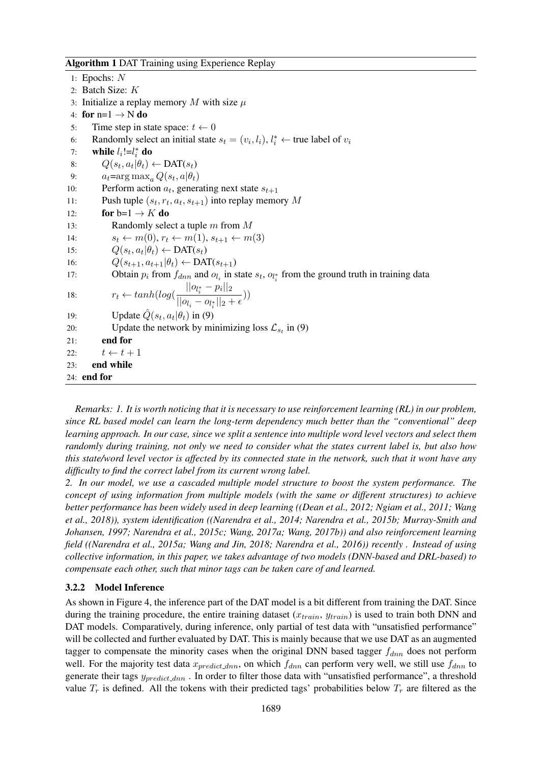**Algorithm 1** DAT Training using Experience Replay

```
1: Epochs: N
2: Batch Size: K
3: Initialize a replay memory M with size μ
4: for n=1 → N do
5:     Time step in state space: t ← 0
6:     Randomly select an initial state s_t = (v_i, l_i), l_i^* ← true label of v_i
7:     while l_i != l_i^* do
8:         Q(s_t, a_t|θ_t) ← DAT(s_t)
9:         a_t = arg max_a Q(s_t, a|θ_t)
10:        Perform action a_t, generating next state s_{t+1}
11:        Push tuple (s_t, r_t, a_t, s_{t+1}) into replay memory M
12:        for b=1 → K do
13:            Randomly select a tuple m from M
14:            s_t ← m(0), r_t ← m(1), s_{t+1} ← m(3)
15:            Q(s_t, a_t|θ_t) ← DAT(s_t)
16:            Q(s_{t+1}, a_{t+1}|θ_t) ← DAT(s_{t+1})
17:            Obtain p_i from f_dnn and o_{l_i} in state s_t, o_{l_i^*} from the ground truth in training data
18:            r_t ← tanh(log( ||o_{l_i^*} − p_i||_2 / (||o_{l_i} − o_{l_i^*}||_2 + ε) ))
19:            Update Q̂(s_t, a_t|θ_t) in (9)
20:            Update the network by minimizing loss L_{s_t} in (9)
21:        end for
22:        t ← t + 1
23:    end while
24: end for
```

*Remarks: 1. It is worth noticing that it is necessary to use reinforcement learning (RL) in our problem, since RL based model can learn the long-term dependency much better than the "conventional" deep learning approach. In our case, since we split a sentence into multiple word level vectors and select them randomly during training, not only we need to consider what the states current label is, but also how this state/word level vector is affected by its connected state in the network, such that it wont have any difficulty to find the correct label from its current wrong label.*

*2. In our model, we use a cascaded multiple model structure to boost the system performance. The concept of using information from multiple models (with the same or different structures) to achieve better performance has been widely used in deep learning ((Dean et al., 2012; Ngiam et al., 2011; Wang et al., 2018)), system identification ((Narendra et al., 2014; Narendra et al., 2015b; Murray-Smith and Johansen, 1997; Narendra et al., 2015c; Wang, 2017a; Wang, 2017b)) and also reinforcement learning field ((Narendra et al., 2015a; Wang and Jin, 2018; Narendra et al., 2016)) recently . Instead of using collective information, in this paper, we takes advantage of two models (DNN-based and DRL-based) to compensate each other, such that minor tags can be taken care of and learned.*

### 3.2.2 Model Inference

As shown in Figure 4, the inference part of the DAT model is a bit different from training the DAT. Since during the training procedure, the entire training dataset ($x_{train}$, $y_{train}$) is used to train both DNN and DAT models. Comparatively, during inference, only partial of test data with "unsatisfied performance" will be collected and further evaluated by DAT. This is mainly because that we use DAT as an augmented tagger to compensate the minority cases when the original DNN based tagger $f_{dnn}$ does not perform well. For the majority test data $x_{predict\_dnn}$, on which $f_{dnn}$ can perform very well, we still use $f_{dnn}$ to generate their tags $y_{predict\_dnn}$ . In order to filter those data with "unsatisfied performance", a threshold value $T_r$ is defined. All the tokens with their predicted tags' probabilities below $T_r$ are filtered as the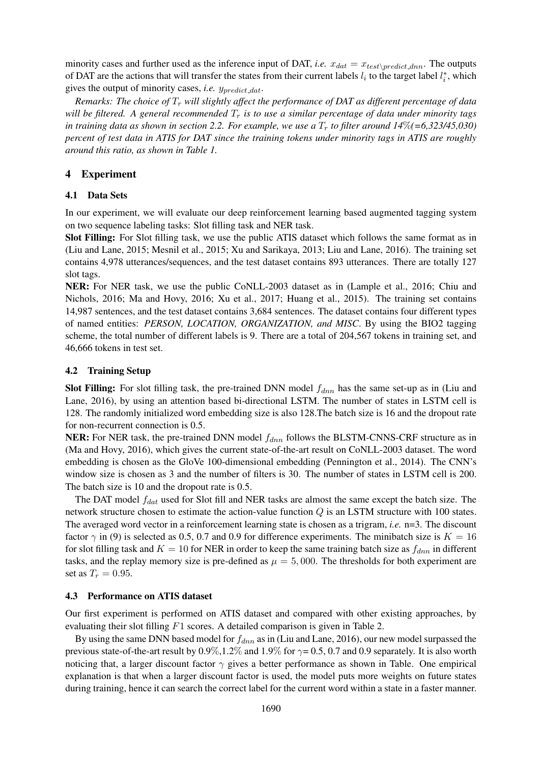minority cases and further used as the inference input of DAT, *i.e.* $x_{dat} = x_{test \backslash predict\_dnn}$. The outputs of DAT are the actions that will transfer the states from their current labels $l_i$ to the target label $l_i^*$, which gives the output of minority cases, *i.e.* $y_{predict\_dat}$.

*Remarks: The choice of $T_r$ will slightly affect the performance of DAT as different percentage of data will be filtered. A general recommended $T_r$ is to use a similar percentage of data under minority tags in training data as shown in section 2.2. For example, we use a $T_r$ to filter around 14%(=6,323/45,030) percent of test data in ATIS for DAT since the training tokens under minority tags in ATIS are roughly around this ratio, as shown in Table 1.*

## 4 Experiment

### 4.1 Data Sets

In our experiment, we will evaluate our deep reinforcement learning based augmented tagging system on two sequence labeling tasks: Slot filling task and NER task.

**Slot Filling:** For Slot filling task, we use the public ATIS dataset which follows the same format as in (Liu and Lane, 2015; Mesnil et al., 2015; Xu and Sarikaya, 2013; Liu and Lane, 2016). The training set contains 4,978 utterances/sequences, and the test dataset contains 893 utterances. There are totally 127 slot tags.

**NER:** For NER task, we use the public CoNLL-2003 dataset as in (Lample et al., 2016; Chiu and Nichols, 2016; Ma and Hovy, 2016; Xu et al., 2017; Huang et al., 2015). The training set contains 14,987 sentences, and the test dataset contains 3,684 sentences. The dataset contains four different types of named entities: *PERSON, LOCATION, ORGANIZATION, and MISC*. By using the BIO2 tagging scheme, the total number of different labels is 9. There are a total of 204,567 tokens in training set, and 46,666 tokens in test set.

### 4.2 Training Setup

**Slot Filling:** For slot filling task, the pre-trained DNN model $f_{dnn}$ has the same set-up as in (Liu and Lane, 2016), by using an attention based bi-directional LSTM. The number of states in LSTM cell is 128. The randomly initialized word embedding size is also 128.The batch size is 16 and the dropout rate for non-recurrent connection is 0.5.

**NER:** For NER task, the pre-trained DNN model $f_{dnn}$ follows the BLSTM-CNNS-CRF structure as in (Ma and Hovy, 2016), which gives the current state-of-the-art result on CoNLL-2003 dataset. The word embedding is chosen as the GloVe 100-dimensional embedding (Pennington et al., 2014). The CNN's window size is chosen as 3 and the number of filters is 30. The number of states in LSTM cell is 200. The batch size is 10 and the dropout rate is 0.5.

The DAT model $f_{dat}$ used for Slot fill and NER tasks are almost the same except the batch size. The network structure chosen to estimate the action-value function $Q$ is an LSTM structure with 100 states. The averaged word vector in a reinforcement learning state is chosen as a trigram, *i.e.* n=3. The discount factor $\gamma$ in (9) is selected as 0.5, 0.7 and 0.9 for difference experiments. The minibatch size is $K = 16$ for slot filling task and $K = 10$ for NER in order to keep the same training batch size as $f_{dnn}$ in different tasks, and the replay memory size is pre-defined as $\mu = 5,000$. The thresholds for both experiment are set as $T_r = 0.95$.

### 4.3 Performance on ATIS dataset

Our first experiment is performed on ATIS dataset and compared with other existing approaches, by evaluating their slot filling $F1$ scores. A detailed comparison is given in Table 2.

By using the same DNN based model for $f_{dnn}$ as in (Liu and Lane, 2016), our new model surpassed the previous state-of-the-art result by 0.9%,1.2% and 1.9% for $\gamma$= 0.5, 0.7 and 0.9 separately. It is also worth noticing that, a larger discount factor $\gamma$ gives a better performance as shown in Table. One empirical explanation is that when a larger discount factor is used, the model puts more weights on future states during training, hence it can search the correct label for the current word within a state in a faster manner.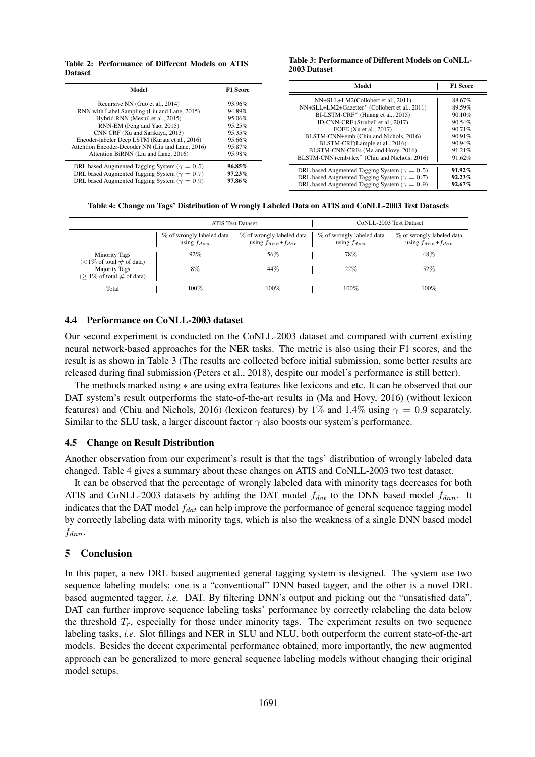Table 2: Performance of Different Models on ATIS Dataset

| Model | F1 Score |
|---|---|
| Recursive NN (Guo et al., 2014) | 93.96% |
| RNN with Label Sampling (Liu and Lane, 2015) | 94.89% |
| Hybrid RNN (Mesnil et al., 2015) | 95.06% |
| RNN-EM (Peng and Yao, 2015) | 95.25% |
| CNN CRF (Xu and Sarikaya, 2013) | 95.35% |
| Encoder-labeler Deep LSTM (Kurata et al., 2016) | 95.66% |
| Attention Encoder-Decoder NN (Liu and Lane, 2016) | 95.87% |
| Attention BiRNN (Liu and Lane, 2016) | 95.98% |
| DRL based Augmented Tagging System ($\gamma = 0.5$) | **96.85%** |
| DRL based Augmented Tagging System ($\gamma = 0.7$) | **97.23%** |
| DRL based Augmented Tagging System ($\gamma = 0.9$) | **97.86%** |

Table 3: Performance of Different Models on CoNLL-2003 Dataset

| Model | F1 Score |
|---|---|
| NN+SLL+LM2(Collobert et al., 2011) | 88.67% |
| NN+SLL+LM2+Gazetter* (Collobert et al., 2011) | 89.59% |
| BI-LSTM-CRF* (Huang et al., 2015) | 90.10% |
| ID-CNN-CRF (Strubell et al., 2017) | 90.54% |
| FOFE (Xu et al., 2017) | 90.71% |
| BLSTM-CNN+emb (Chiu and Nichols, 2016) | 90.91% |
| BLSTM-CRF(Lample et al., 2016) | 90.94% |
| BLSTM-CNN-CRFs (Ma and Hovy, 2016) | 91.21% |
| BLSTM-CNN+emb+lex* (Chiu and Nichols, 2016) | 91.62% |
| DRL based Augmented Tagging System ($\gamma = 0.5$) | **91.92%** |
| DRL based Augmented Tagging System ($\gamma = 0.7$) | **92.23%** |
| DRL based Augmented Tagging System ($\gamma = 0.9$) | **92.67%** |

Table 4: Change on Tags' Distribution of Wrongly Labeled Data on ATIS and CoNLL-2003 Test Datasets

| | ATIS Test Dataset | | CoNLL-2003 Test Dataset | |
|---|---|---|---|---|
| | % of wrongly labeled data using $f_{dnn}$ | % of wrongly labeled data using $f_{dnn}$+$f_{dat}$ | % of wrongly labeled data using $f_{dnn}$ | % of wrongly labeled data using $f_{dnn}$+$f_{dat}$ |
| Minority Tags (<1% of total # of data) | 92% | 56% | 78% | 48% |
| Majority Tags (≥ 1% of total # of data) | 8% | 44% | 22% | 52% |
| Total | 100% | 100% | 100% | 100% |

### 4.4 Performance on CoNLL-2003 dataset

Our second experiment is conducted on the CoNLL-2003 dataset and compared with current existing neural network-based approaches for the NER tasks. The metric is also using their F1 scores, and the result is as shown in Table 3 (The results are collected before initial submission, some better results are released during final submission (Peters et al., 2018), despite our model's performance is still better).

The methods marked using $*$ are using extra features like lexicons and etc. It can be observed that our DAT system's result outperforms the state-of-the-art results in (Ma and Hovy, 2016) (without lexicon features) and (Chiu and Nichols, 2016) (lexicon features) by 1% and 1.4% using $\gamma = 0.9$ separately. Similar to the SLU task, a larger discount factor $\gamma$ also boosts our system's performance.

### 4.5 Change on Result Distribution

Another observation from our experiment's result is that the tags' distribution of wrongly labeled data changed. Table 4 gives a summary about these changes on ATIS and CoNLL-2003 two test dataset.

It can be observed that the percentage of wrongly labeled data with minority tags decreases for both ATIS and CoNLL-2003 datasets by adding the DAT model $f_{dat}$ to the DNN based model $f_{dnn}$. It indicates that the DAT model $f_{dat}$ can help improve the performance of general sequence tagging model by correctly labeling data with minority tags, which is also the weakness of a single DNN based model $f_{dnn}$.

## 5 Conclusion

In this paper, a new DRL based augmented general tagging system is designed. The system use two sequence labeling models: one is a "conventional" DNN based tagger, and the other is a novel DRL based augmented tagger, *i.e.* DAT. By filtering DNN's output and picking out the "unsatisfied data", DAT can further improve sequence labeling tasks' performance by correctly relabeling the data below the threshold $T_r$, especially for those under minority tags. The experiment results on two sequence labeling tasks, *i.e.* Slot fillings and NER in SLU and NLU, both outperform the current state-of-the-art models. Besides the decent experimental performance obtained, more importantly, the new augmented approach can be generalized to more general sequence labeling models without changing their original model setups.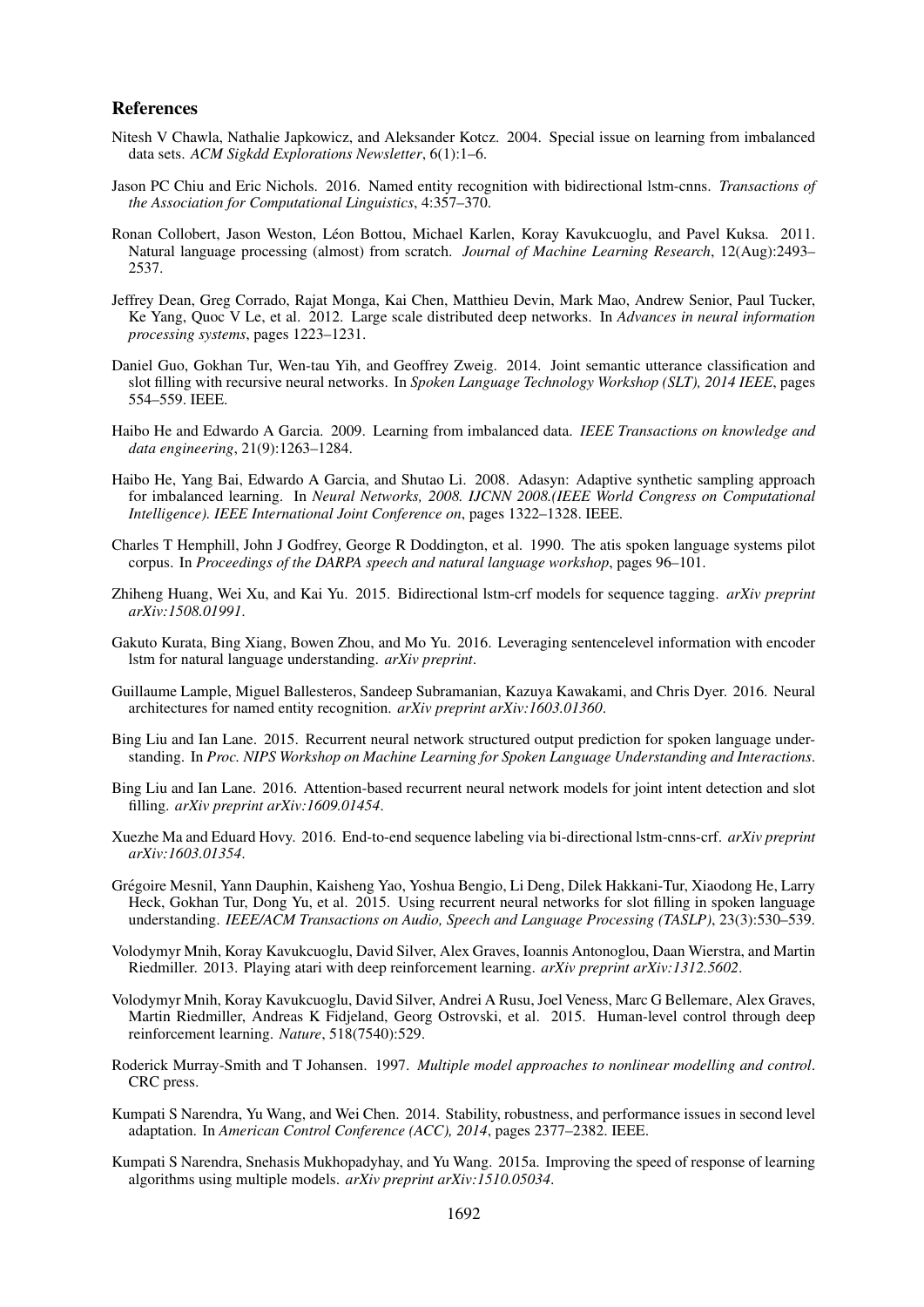## References

Nitesh V Chawla, Nathalie Japkowicz, and Aleksander Kotcz. 2004. Special issue on learning from imbalanced data sets. *ACM Sigkdd Explorations Newsletter*, 6(1):1–6.

Jason PC Chiu and Eric Nichols. 2016. Named entity recognition with bidirectional lstm-cnns. *Transactions of the Association for Computational Linguistics*, 4:357–370.

Ronan Collobert, Jason Weston, Léon Bottou, Michael Karlen, Koray Kavukcuoglu, and Pavel Kuksa. 2011. Natural language processing (almost) from scratch. *Journal of Machine Learning Research*, 12(Aug):2493–2537.

Jeffrey Dean, Greg Corrado, Rajat Monga, Kai Chen, Matthieu Devin, Mark Mao, Andrew Senior, Paul Tucker, Ke Yang, Quoc V Le, et al. 2012. Large scale distributed deep networks. In *Advances in neural information processing systems*, pages 1223–1231.

Daniel Guo, Gokhan Tur, Wen-tau Yih, and Geoffrey Zweig. 2014. Joint semantic utterance classification and slot filling with recursive neural networks. In *Spoken Language Technology Workshop (SLT), 2014 IEEE*, pages 554–559. IEEE.

Haibo He and Edwardo A Garcia. 2009. Learning from imbalanced data. *IEEE Transactions on knowledge and data engineering*, 21(9):1263–1284.

Haibo He, Yang Bai, Edwardo A Garcia, and Shutao Li. 2008. Adasyn: Adaptive synthetic sampling approach for imbalanced learning. In *Neural Networks, 2008. IJCNN 2008.(IEEE World Congress on Computational Intelligence). IEEE International Joint Conference on*, pages 1322–1328. IEEE.

Charles T Hemphill, John J Godfrey, George R Doddington, et al. 1990. The atis spoken language systems pilot corpus. In *Proceedings of the DARPA speech and natural language workshop*, pages 96–101.

Zhiheng Huang, Wei Xu, and Kai Yu. 2015. Bidirectional lstm-crf models for sequence tagging. *arXiv preprint arXiv:1508.01991*.

Gakuto Kurata, Bing Xiang, Bowen Zhou, and Mo Yu. 2016. Leveraging sentencelevel information with encoder lstm for natural language understanding. *arXiv preprint*.

Guillaume Lample, Miguel Ballesteros, Sandeep Subramanian, Kazuya Kawakami, and Chris Dyer. 2016. Neural architectures for named entity recognition. *arXiv preprint arXiv:1603.01360*.

Bing Liu and Ian Lane. 2015. Recurrent neural network structured output prediction for spoken language understanding. In *Proc. NIPS Workshop on Machine Learning for Spoken Language Understanding and Interactions*.

Bing Liu and Ian Lane. 2016. Attention-based recurrent neural network models for joint intent detection and slot filling. *arXiv preprint arXiv:1609.01454*.

Xuezhe Ma and Eduard Hovy. 2016. End-to-end sequence labeling via bi-directional lstm-cnns-crf. *arXiv preprint arXiv:1603.01354*.

Grégoire Mesnil, Yann Dauphin, Kaisheng Yao, Yoshua Bengio, Li Deng, Dilek Hakkani-Tur, Xiaodong He, Larry Heck, Gokhan Tur, Dong Yu, et al. 2015. Using recurrent neural networks for slot filling in spoken language understanding. *IEEE/ACM Transactions on Audio, Speech and Language Processing (TASLP)*, 23(3):530–539.

Volodymyr Mnih, Koray Kavukcuoglu, David Silver, Alex Graves, Ioannis Antonoglou, Daan Wierstra, and Martin Riedmiller. 2013. Playing atari with deep reinforcement learning. *arXiv preprint arXiv:1312.5602*.

Volodymyr Mnih, Koray Kavukcuoglu, David Silver, Andrei A Rusu, Joel Veness, Marc G Bellemare, Alex Graves, Martin Riedmiller, Andreas K Fidjeland, Georg Ostrovski, et al. 2015. Human-level control through deep reinforcement learning. *Nature*, 518(7540):529.

Roderick Murray-Smith and T Johansen. 1997. *Multiple model approaches to nonlinear modelling and control*. CRC press.

Kumpati S Narendra, Yu Wang, and Wei Chen. 2014. Stability, robustness, and performance issues in second level adaptation. In *American Control Conference (ACC), 2014*, pages 2377–2382. IEEE.

Kumpati S Narendra, Snehasis Mukhopadyhay, and Yu Wang. 2015a. Improving the speed of response of learning algorithms using multiple models. *arXiv preprint arXiv:1510.05034*.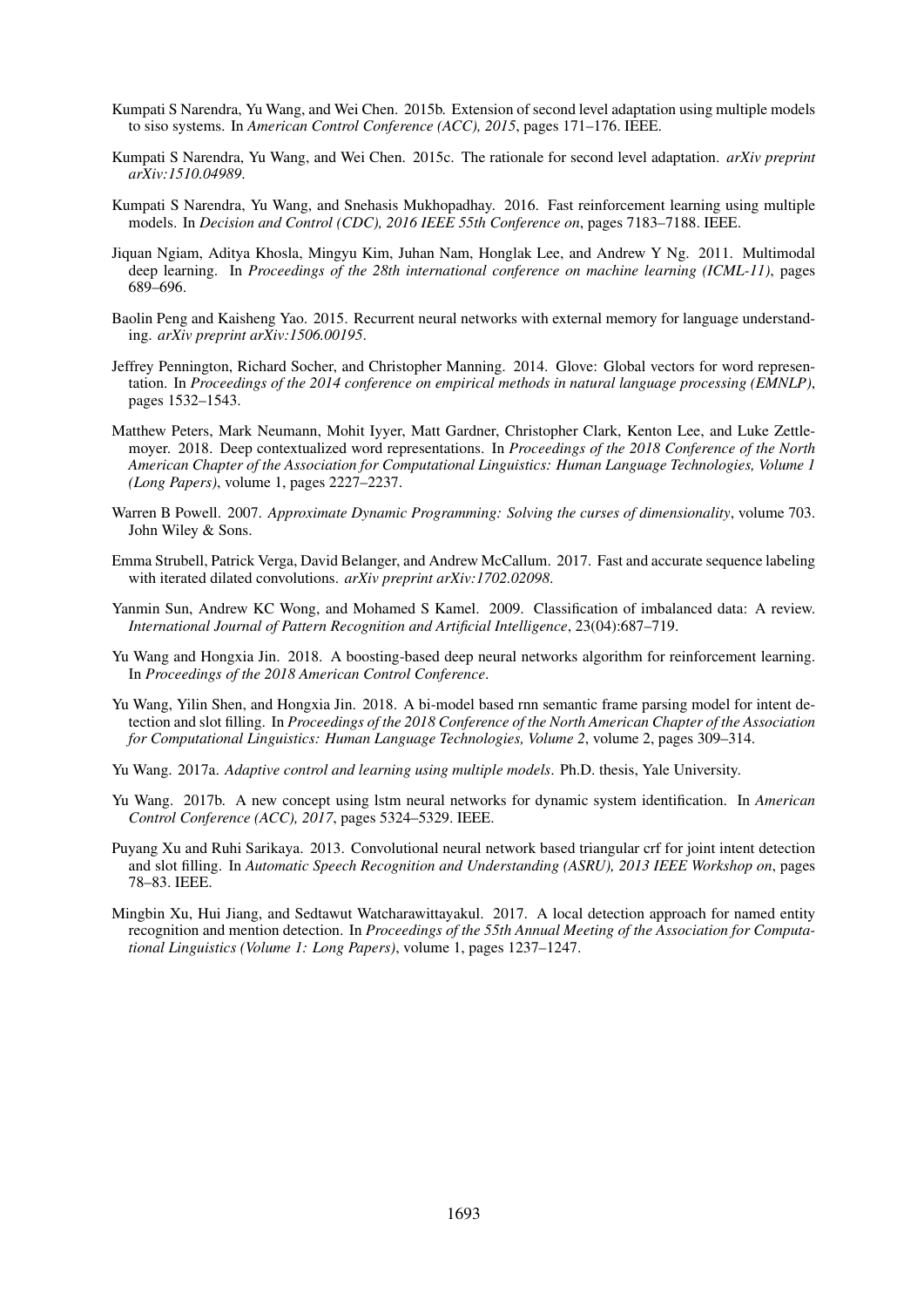Kumpati S Narendra, Yu Wang, and Wei Chen. 2015b. Extension of second level adaptation using multiple models to siso systems. In *American Control Conference (ACC), 2015*, pages 171–176. IEEE.

Kumpati S Narendra, Yu Wang, and Wei Chen. 2015c. The rationale for second level adaptation. *arXiv preprint arXiv:1510.04989*.

Kumpati S Narendra, Yu Wang, and Snehasis Mukhopadhay. 2016. Fast reinforcement learning using multiple models. In *Decision and Control (CDC), 2016 IEEE 55th Conference on*, pages 7183–7188. IEEE.

Jiquan Ngiam, Aditya Khosla, Mingyu Kim, Juhan Nam, Honglak Lee, and Andrew Y Ng. 2011. Multimodal deep learning. In *Proceedings of the 28th international conference on machine learning (ICML-11)*, pages 689–696.

Baolin Peng and Kaisheng Yao. 2015. Recurrent neural networks with external memory for language understanding. *arXiv preprint arXiv:1506.00195*.

Jeffrey Pennington, Richard Socher, and Christopher Manning. 2014. Glove: Global vectors for word representation. In *Proceedings of the 2014 conference on empirical methods in natural language processing (EMNLP)*, pages 1532–1543.

Matthew Peters, Mark Neumann, Mohit Iyyer, Matt Gardner, Christopher Clark, Kenton Lee, and Luke Zettlemoyer. 2018. Deep contextualized word representations. In *Proceedings of the 2018 Conference of the North American Chapter of the Association for Computational Linguistics: Human Language Technologies, Volume 1 (Long Papers)*, volume 1, pages 2227–2237.

Warren B Powell. 2007. *Approximate Dynamic Programming: Solving the curses of dimensionality*, volume 703. John Wiley & Sons.

Emma Strubell, Patrick Verga, David Belanger, and Andrew McCallum. 2017. Fast and accurate sequence labeling with iterated dilated convolutions. *arXiv preprint arXiv:1702.02098*.

Yanmin Sun, Andrew KC Wong, and Mohamed S Kamel. 2009. Classification of imbalanced data: A review. *International Journal of Pattern Recognition and Artificial Intelligence*, 23(04):687–719.

Yu Wang and Hongxia Jin. 2018. A boosting-based deep neural networks algorithm for reinforcement learning. In *Proceedings of the 2018 American Control Conference*.

Yu Wang, Yilin Shen, and Hongxia Jin. 2018. A bi-model based rnn semantic frame parsing model for intent detection and slot filling. In *Proceedings of the 2018 Conference of the North American Chapter of the Association for Computational Linguistics: Human Language Technologies, Volume 2*, volume 2, pages 309–314.

Yu Wang. 2017a. *Adaptive control and learning using multiple models*. Ph.D. thesis, Yale University.

Yu Wang. 2017b. A new concept using lstm neural networks for dynamic system identification. In *American Control Conference (ACC), 2017*, pages 5324–5329. IEEE.

Puyang Xu and Ruhi Sarikaya. 2013. Convolutional neural network based triangular crf for joint intent detection and slot filling. In *Automatic Speech Recognition and Understanding (ASRU), 2013 IEEE Workshop on*, pages 78–83. IEEE.

Mingbin Xu, Hui Jiang, and Sedtawut Watcharawittayakul. 2017. A local detection approach for named entity recognition and mention detection. In *Proceedings of the 55th Annual Meeting of the Association for Computational Linguistics (Volume 1: Long Papers)*, volume 1, pages 1237–1247.